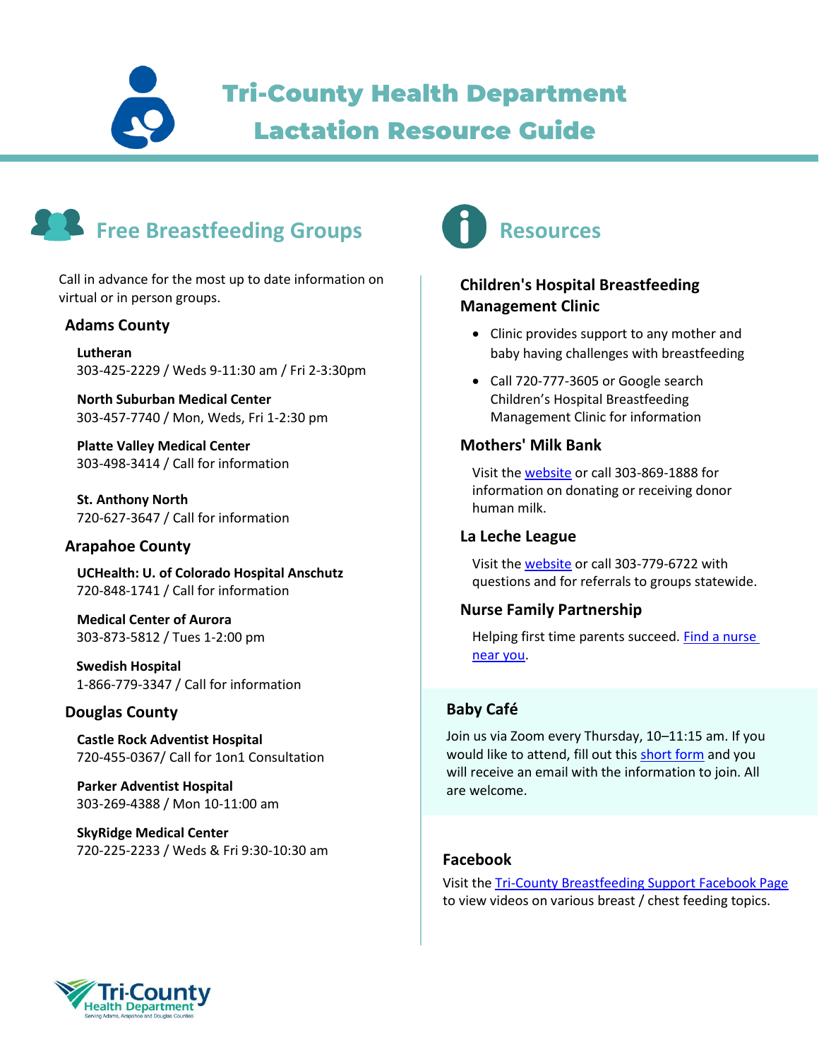# Tri-County Health Department Lactation Resource Guide

## Free Breastfeeding Groups

Call in advance for the most up to date information on virtual or in person groups.

### Adams County

**Lutheran**
303-425-2229 / Weds 9-11:30 am / Fri 2-3:30pm

**North Suburban Medical Center**
303-457-7740 / Mon, Weds, Fri 1-2:30 pm

**Platte Valley Medical Center**
303-498-3414 / Call for information

**St. Anthony North**
720-627-3647 / Call for information

### Arapahoe County

**UCHealth: U. of Colorado Hospital Anschutz**
720-848-1741 / Call for information

**Medical Center of Aurora**
303-873-5812 / Tues 1-2:00 pm

**Swedish Hospital**
1-866-779-3347 / Call for information

### Douglas County

**Castle Rock Adventist Hospital**
720-455-0367/ Call for 1on1 Consultation

**Parker Adventist Hospital**
303-269-4388 / Mon 10-11:00 am

**SkyRidge Medical Center**
720-225-2233 / Weds & Fri 9:30-10:30 am

## Resources

### Children's Hospital Breastfeeding Management Clinic

- Clinic provides support to any mother and baby having challenges with breastfeeding
- Call 720-777-3605 or Google search Children's Hospital Breastfeeding Management Clinic for information

### Mothers' Milk Bank

Visit the website or call 303-869-1888 for information on donating or receiving donor human milk.

### La Leche League

Visit the website or call 303-779-6722 with questions and for referrals to groups statewide.

### Nurse Family Partnership

Helping first time parents succeed. Find a nurse near you.

### Baby Café

Join us via Zoom every Thursday, 10–11:15 am. If you would like to attend, fill out this short form and you will receive an email with the information to join. All are welcome.

### Facebook

Visit the Tri-County Breastfeeding Support Facebook Page to view videos on various breast / chest feeding topics.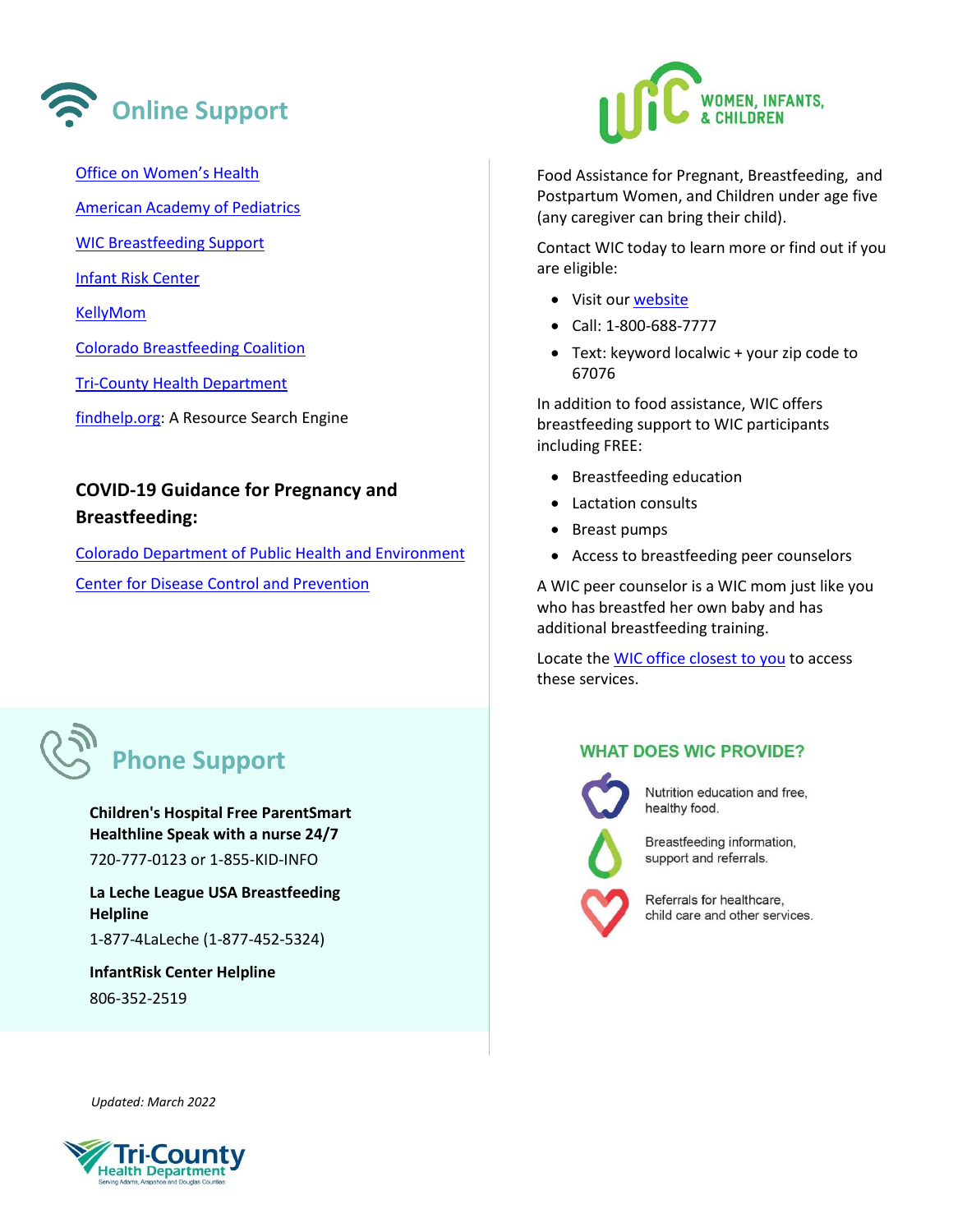## Online Support

Office on Women's Health

American Academy of Pediatrics

WIC Breastfeeding Support

Infant Risk Center

KellyMom

Colorado Breastfeeding Coalition

Tri-County Health Department

findhelp.org: A Resource Search Engine

### COVID-19 Guidance for Pregnancy and Breastfeeding:

Colorado Department of Public Health and Environment

Center for Disease Control and Prevention

## Phone Support

**Children's Hospital Free ParentSmart Healthline Speak with a nurse 24/7**

720-777-0123 or 1-855-KID-INFO

**La Leche League USA Breastfeeding Helpline**

1-877-4LaLeche (1-877-452-5324)

**InfantRisk Center Helpline**

806-352-2519

## WIC WOMEN, INFANTS, & CHILDREN

Food Assistance for Pregnant, Breastfeeding, and Postpartum Women, and Children under age five (any caregiver can bring their child).

Contact WIC today to learn more or find out if you are eligible:

- Visit our website
- Call: 1-800-688-7777
- Text: keyword localwic + your zip code to 67076

In addition to food assistance, WIC offers breastfeeding support to WIC participants including FREE:

- Breastfeeding education
- Lactation consults
- Breast pumps
- Access to breastfeeding peer counselors

A WIC peer counselor is a WIC mom just like you who has breastfed her own baby and has additional breastfeeding training.

Locate the WIC office closest to you to access these services.

### WHAT DOES WIC PROVIDE?

Nutrition education and free, healthy food.

Breastfeeding information, support and referrals.

Referrals for healthcare, child care and other services.

*Updated: March 2022*

Tri-County Health Department
Serving Adams, Arapahoe and Douglas Counties